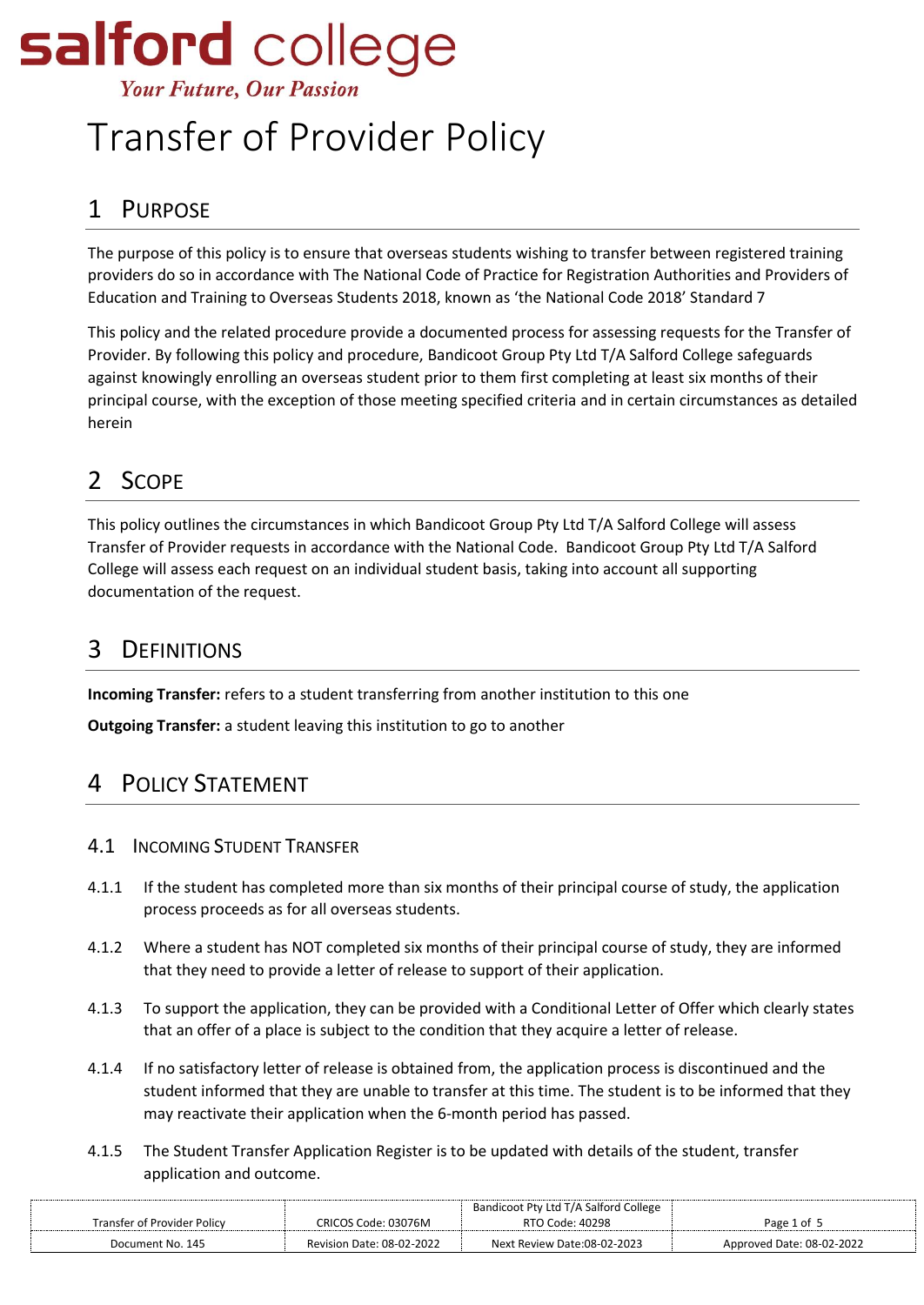salford college

*Your Future, Our Passion*

# Transfer of Provider Policy

## 1 Purpose

The purpose of this policy is to ensure that overseas students wishing to transfer between registered training providers do so in accordance with The National Code of Practice for Registration Authorities and Providers of Education and Training to Overseas Students 2018, known as 'the National Code 2018' Standard 7

This policy and the related procedure provide a documented process for assessing requests for the Transfer of Provider. By following this policy and procedure, Bandicoot Group Pty Ltd T/A Salford College safeguards against knowingly enrolling an overseas student prior to them first completing at least six months of their principal course, with the exception of those meeting specified criteria and in certain circumstances as detailed herein

## 2 Scope

This policy outlines the circumstances in which Bandicoot Group Pty Ltd T/A Salford College will assess Transfer of Provider requests in accordance with the National Code. Bandicoot Group Pty Ltd T/A Salford College will assess each request on an individual student basis, taking into account all supporting documentation of the request.

## 3 Definitions

**Incoming Transfer:** refers to a student transferring from another institution to this one

**Outgoing Transfer:** a student leaving this institution to go to another

## 4 Policy Statement

### 4.1 Incoming Student Transfer

4.1.1 If the student has completed more than six months of their principal course of study, the application process proceeds as for all overseas students.

4.1.2 Where a student has NOT completed six months of their principal course of study, they are informed that they need to provide a letter of release to support of their application.

4.1.3 To support the application, they can be provided with a Conditional Letter of Offer which clearly states that an offer of a place is subject to the condition that they acquire a letter of release.

4.1.4 If no satisfactory letter of release is obtained from, the application process is discontinued and the student informed that they are unable to transfer at this time. The student is to be informed that they may reactivate their application when the 6-month period has passed.

4.1.5 The Student Transfer Application Register is to be updated with details of the student, transfer application and outcome.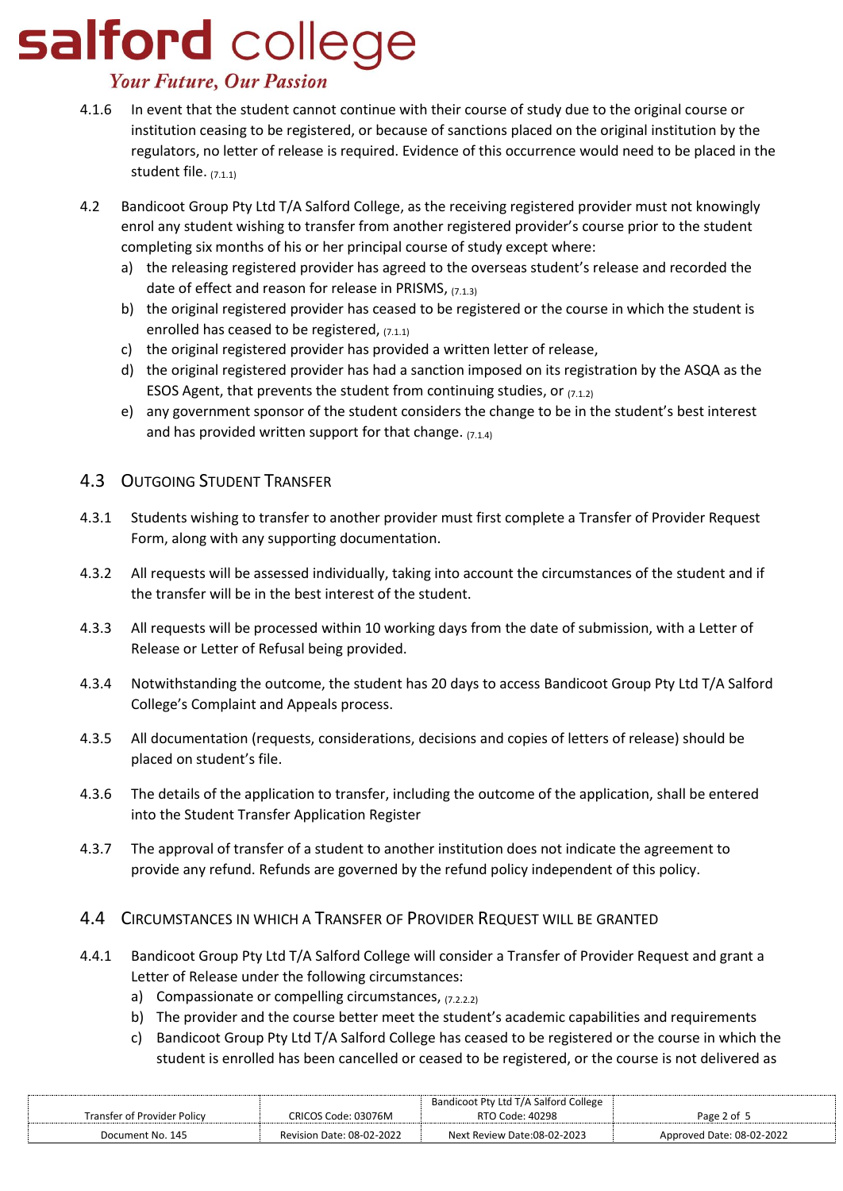4.1.6 In event that the student cannot continue with their course of study due to the original course or institution ceasing to be registered, or because of sanctions placed on the original institution by the regulators, no letter of release is required. Evidence of this occurrence would need to be placed in the student file. (7.1.1)

4.2 Bandicoot Group Pty Ltd T/A Salford College, as the receiving registered provider must not knowingly enrol any student wishing to transfer from another registered provider's course prior to the student completing six months of his or her principal course of study except where:

a) the releasing registered provider has agreed to the overseas student's release and recorded the date of effect and reason for release in PRISMS, (7.1.3)
b) the original registered provider has ceased to be registered or the course in which the student is enrolled has ceased to be registered, (7.1.1)
c) the original registered provider has provided a written letter of release,
d) the original registered provider has had a sanction imposed on its registration by the ASQA as the ESOS Agent, that prevents the student from continuing studies, or (7.1.2)
e) any government sponsor of the student considers the change to be in the student's best interest and has provided written support for that change. (7.1.4)

## 4.3 Outgoing Student Transfer

4.3.1 Students wishing to transfer to another provider must first complete a Transfer of Provider Request Form, along with any supporting documentation.

4.3.2 All requests will be assessed individually, taking into account the circumstances of the student and if the transfer will be in the best interest of the student.

4.3.3 All requests will be processed within 10 working days from the date of submission, with a Letter of Release or Letter of Refusal being provided.

4.3.4 Notwithstanding the outcome, the student has 20 days to access Bandicoot Group Pty Ltd T/A Salford College's Complaint and Appeals process.

4.3.5 All documentation (requests, considerations, decisions and copies of letters of release) should be placed on student's file.

4.3.6 The details of the application to transfer, including the outcome of the application, shall be entered into the Student Transfer Application Register

4.3.7 The approval of transfer of a student to another institution does not indicate the agreement to provide any refund. Refunds are governed by the refund policy independent of this policy.

## 4.4 Circumstances in which a Transfer of Provider Request will be granted

4.4.1 Bandicoot Group Pty Ltd T/A Salford College will consider a Transfer of Provider Request and grant a Letter of Release under the following circumstances:

a) Compassionate or compelling circumstances, (7.2.2.2)
b) The provider and the course better meet the student's academic capabilities and requirements
c) Bandicoot Group Pty Ltd T/A Salford College has ceased to be registered or the course in which the student is enrolled has been cancelled or ceased to be registered, or the course is not delivered as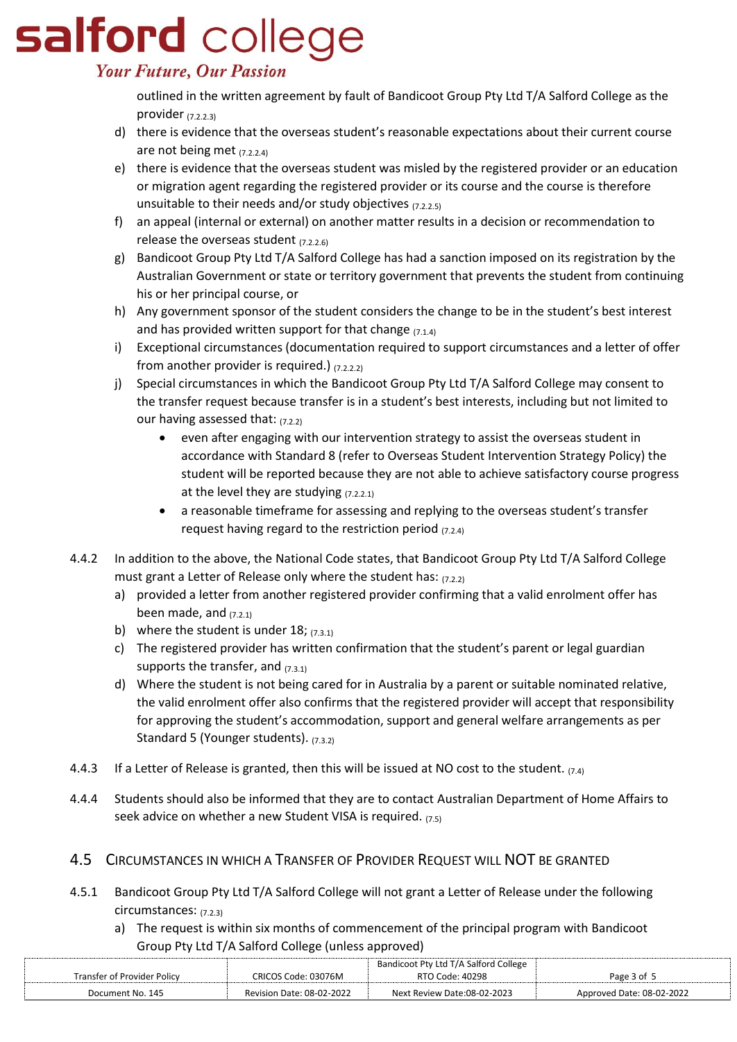outlined in the written agreement by fault of Bandicoot Group Pty Ltd T/A Salford College as the provider $_{(7.2.2.3)}$

d) there is evidence that the overseas student's reasonable expectations about their current course are not being met $_{(7.2.2.4)}$
e) there is evidence that the overseas student was misled by the registered provider or an education or migration agent regarding the registered provider or its course and the course is therefore unsuitable to their needs and/or study objectives $_{(7.2.2.5)}$
f) an appeal (internal or external) on another matter results in a decision or recommendation to release the overseas student $_{(7.2.2.6)}$
g) Bandicoot Group Pty Ltd T/A Salford College has had a sanction imposed on its registration by the Australian Government or state or territory government that prevents the student from continuing his or her principal course, or
h) Any government sponsor of the student considers the change to be in the student's best interest and has provided written support for that change $_{(7.1.4)}$
i) Exceptional circumstances (documentation required to support circumstances and a letter of offer from another provider is required.) $_{(7.2.2.2)}$
j) Special circumstances in which the Bandicoot Group Pty Ltd T/A Salford College may consent to the transfer request because transfer is in a student's best interests, including but not limited to our having assessed that: $_{(7.2.2)}$
   - even after engaging with our intervention strategy to assist the overseas student in accordance with Standard 8 (refer to Overseas Student Intervention Strategy Policy) the student will be reported because they are not able to achieve satisfactory course progress at the level they are studying $_{(7.2.2.1)}$
   - a reasonable timeframe for assessing and replying to the overseas student's transfer request having regard to the restriction period $_{(7.2.4)}$

4.4.2 In addition to the above, the National Code states, that Bandicoot Group Pty Ltd T/A Salford College must grant a Letter of Release only where the student has: $_{(7.2.2)}$

a) provided a letter from another registered provider confirming that a valid enrolment offer has been made, and $_{(7.2.1)}$
b) where the student is under 18; $_{(7.3.1)}$
c) The registered provider has written confirmation that the student's parent or legal guardian supports the transfer, and $_{(7.3.1)}$
d) Where the student is not being cared for in Australia by a parent or suitable nominated relative, the valid enrolment offer also confirms that the registered provider will accept that responsibility for approving the student's accommodation, support and general welfare arrangements as per Standard 5 (Younger students). $_{(7.3.2)}$

4.4.3 If a Letter of Release is granted, then this will be issued at NO cost to the student. $_{(7.4)}$

4.4.4 Students should also be informed that they are to contact Australian Department of Home Affairs to seek advice on whether a new Student VISA is required. $_{(7.5)}$

## 4.5 Circumstances in which a Transfer of Provider Request will NOT be granted

4.5.1 Bandicoot Group Pty Ltd T/A Salford College will not grant a Letter of Release under the following circumstances: $_{(7.2.3)}$

a) The request is within six months of commencement of the principal program with Bandicoot Group Pty Ltd T/A Salford College (unless approved)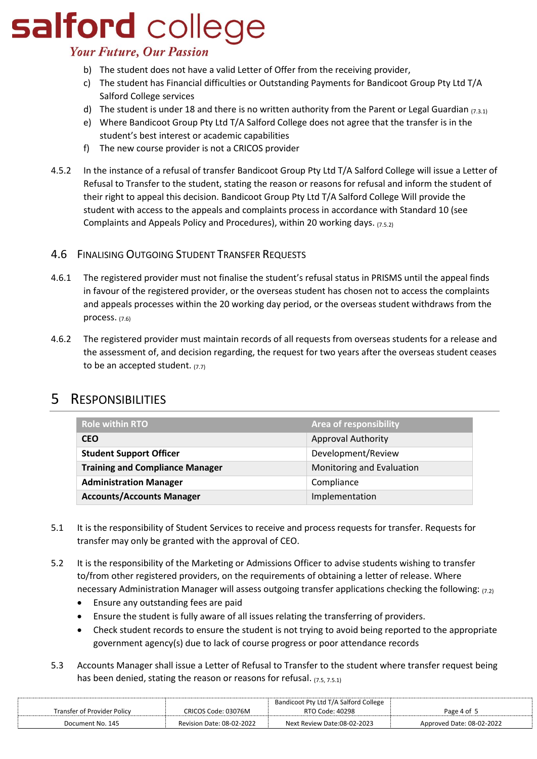b) The student does not have a valid Letter of Offer from the receiving provider,

c) The student has Financial difficulties or Outstanding Payments for Bandicoot Group Pty Ltd T/A Salford College services

d) The student is under 18 and there is no written authority from the Parent or Legal Guardian (7.3.1)

e) Where Bandicoot Group Pty Ltd T/A Salford College does not agree that the transfer is in the student's best interest or academic capabilities

f) The new course provider is not a CRICOS provider

4.5.2 In the instance of a refusal of transfer Bandicoot Group Pty Ltd T/A Salford College will issue a Letter of Refusal to Transfer to the student, stating the reason or reasons for refusal and inform the student of their right to appeal this decision. Bandicoot Group Pty Ltd T/A Salford College Will provide the student with access to the appeals and complaints process in accordance with Standard 10 (see Complaints and Appeals Policy and Procedures), within 20 working days. (7.5.2)

### 4.6 Finalising Outgoing Student Transfer Requests

4.6.1 The registered provider must not finalise the student's refusal status in PRISMS until the appeal finds in favour of the registered provider, or the overseas student has chosen not to access the complaints and appeals processes within the 20 working day period, or the overseas student withdraws from the process. (7.6)

4.6.2 The registered provider must maintain records of all requests from overseas students for a release and the assessment of, and decision regarding, the request for two years after the overseas student ceases to be an accepted student. (7.7)

## 5 Responsibilities

| Role within RTO | Area of responsibility |
|---|---|
| **CEO** | Approval Authority |
| **Student Support Officer** | Development/Review |
| **Training and Compliance Manager** | Monitoring and Evaluation |
| **Administration Manager** | Compliance |
| **Accounts/Accounts Manager** | Implementation |

5.1 It is the responsibility of Student Services to receive and process requests for transfer. Requests for transfer may only be granted with the approval of CEO.

5.2 It is the responsibility of the Marketing or Admissions Officer to advise students wishing to transfer to/from other registered providers, on the requirements of obtaining a letter of release. Where necessary Administration Manager will assess outgoing transfer applications checking the following: (7.2)

- Ensure any outstanding fees are paid
- Ensure the student is fully aware of all issues relating the transferring of providers.
- Check student records to ensure the student is not trying to avoid being reported to the appropriate government agency(s) due to lack of course progress or poor attendance records

5.3 Accounts Manager shall issue a Letter of Refusal to Transfer to the student where transfer request being has been denied, stating the reason or reasons for refusal. (7.5, 7.5.1)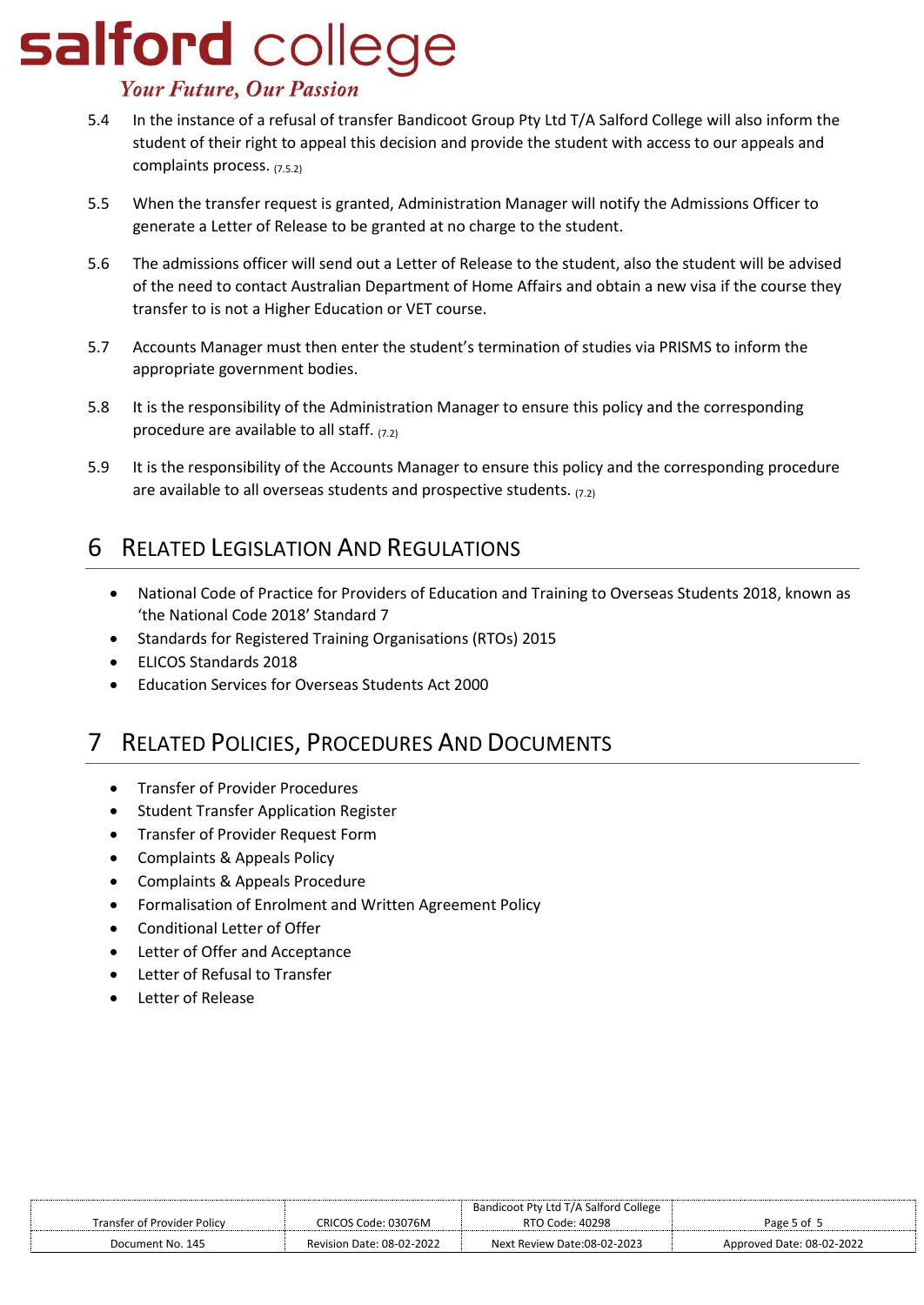5.4 In the instance of a refusal of transfer Bandicoot Group Pty Ltd T/A Salford College will also inform the student of their right to appeal this decision and provide the student with access to our appeals and complaints process. (7.5.2)

5.5 When the transfer request is granted, Administration Manager will notify the Admissions Officer to generate a Letter of Release to be granted at no charge to the student.

5.6 The admissions officer will send out a Letter of Release to the student, also the student will be advised of the need to contact Australian Department of Home Affairs and obtain a new visa if the course they transfer to is not a Higher Education or VET course.

5.7 Accounts Manager must then enter the student's termination of studies via PRISMS to inform the appropriate government bodies.

5.8 It is the responsibility of the Administration Manager to ensure this policy and the corresponding procedure are available to all staff. (7.2)

5.9 It is the responsibility of the Accounts Manager to ensure this policy and the corresponding procedure are available to all overseas students and prospective students. (7.2)

## 6 Related Legislation And Regulations

- National Code of Practice for Providers of Education and Training to Overseas Students 2018, known as 'the National Code 2018' Standard 7
- Standards for Registered Training Organisations (RTOs) 2015
- ELICOS Standards 2018
- Education Services for Overseas Students Act 2000

## 7 Related Policies, Procedures And Documents

- Transfer of Provider Procedures
- Student Transfer Application Register
- Transfer of Provider Request Form
- Complaints & Appeals Policy
- Complaints & Appeals Procedure
- Formalisation of Enrolment and Written Agreement Policy
- Conditional Letter of Offer
- Letter of Offer and Acceptance
- Letter of Refusal to Transfer
- Letter of Release